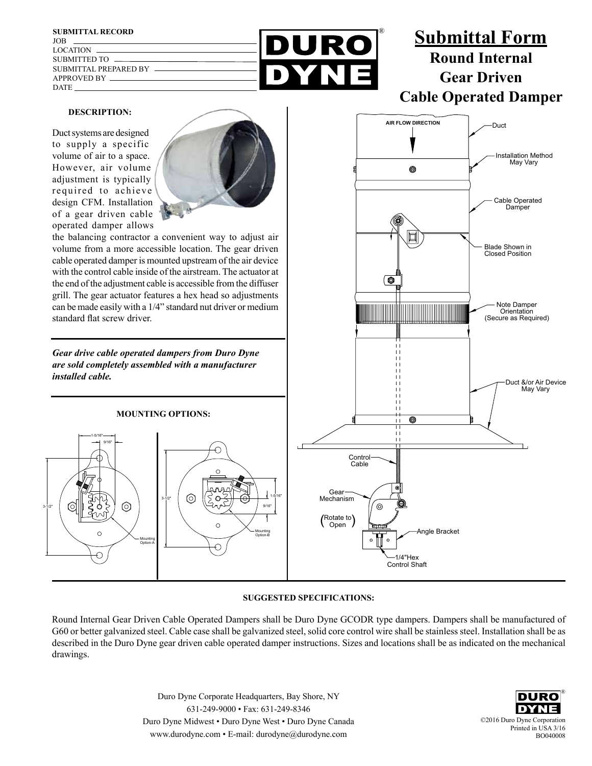**SUBMITTAL RECORD**

JOB ____________________
LOCATION ____________________
SUBMITTED TO ____________________
SUBMITTAL PREPARED BY ____________________
APPROVED BY ____________________
DATE ____________________

# Submittal Form

## Round Internal Gear Driven Cable Operated Damper

**DESCRIPTION:**

Duct systems are designed to supply a specific volume of air to a space. However, air volume adjustment is typically required to achieve design CFM. Installation of a gear driven cable operated damper allows the balancing contractor a convenient way to adjust air volume from a more accessible location. The gear driven cable operated damper is mounted upstream of the air device with the control cable inside of the airstream. The actuator at the end of the adjustment cable is accessible from the diffuser grill. The gear actuator features a hex head so adjustments can be made easily with a 1/4" standard nut driver or medium standard flat screw driver.

***Gear drive cable operated dampers from Duro Dyne are sold completely assembled with a manufacturer installed cable.***

**MOUNTING OPTIONS:**

1-5/16" · 9/16" · 3-1/2" · Mounting Option-A

3-1/2" · 1-5/16" · 9/16" · Mounting Option-B

AIR FLOW DIRECTION · Duct · Installation Method May Vary · Cable Operated Damper · Blade Shown in Closed Position · Note Damper Orientation (Secure as Required) · Duct &/or Air Device May Vary · Control Cable · Gear Mechanism · (Rotate to Open) · Angle Bracket · 1/4"Hex Control Shaft

**SUGGESTED SPECIFICATIONS:**

Round Internal Gear Driven Cable Operated Dampers shall be Duro Dyne GCODR type dampers. Dampers shall be manufactured of G60 or better galvanized steel. Cable case shall be galvanized steel, solid core control wire shall be stainless steel. Installation shall be as described in the Duro Dyne gear driven cable operated damper instructions. Sizes and locations shall be as indicated on the mechanical drawings.

Duro Dyne Corporate Headquarters, Bay Shore, NY
631-249-9000 • Fax: 631-249-8346
Duro Dyne Midwest • Duro Dyne West • Duro Dyne Canada
www.durodyne.com • E-mail: durodyne@durodyne.com

©2016 Duro Dyne Corporation
Printed in USA 3/16
BO040008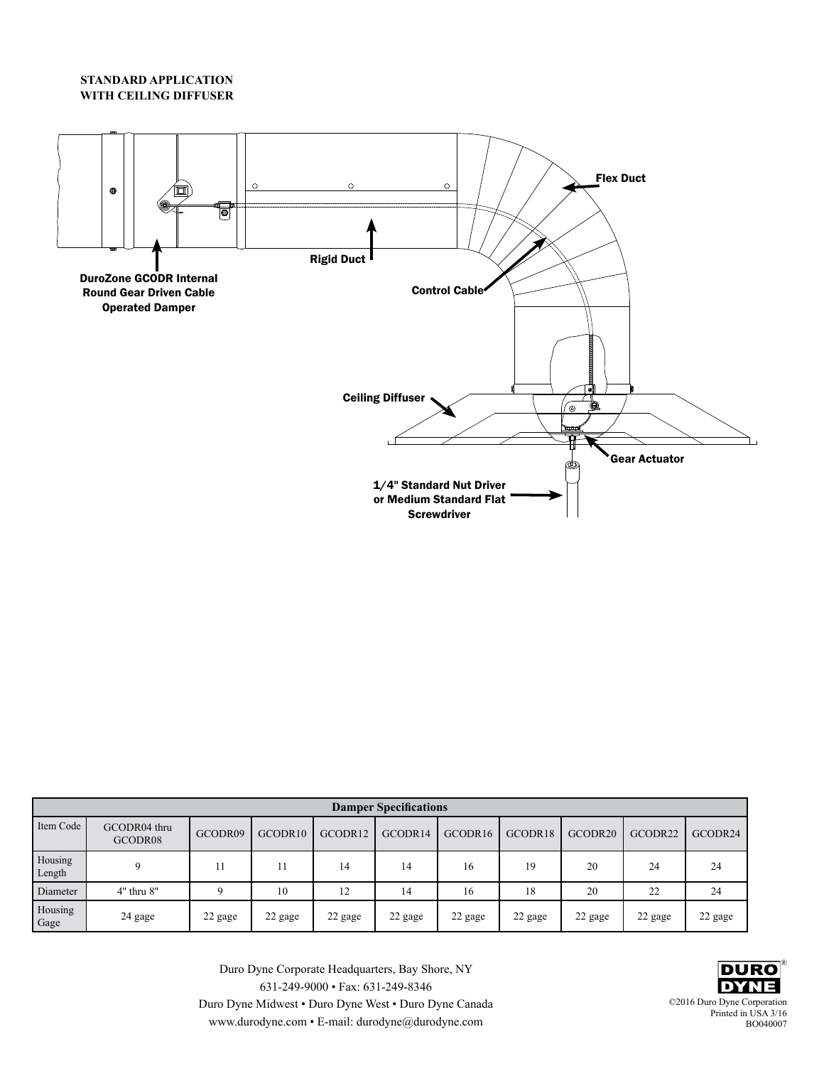**STANDARD APPLICATION**
**WITH CEILING DIFFUSER**

Flex Duct

Rigid Duct

DuroZone GCODR Internal Round Gear Driven Cable Operated Damper

Control Cable

Ceiling Diffuser

Gear Actuator

1/4" Standard Nut Driver or Medium Standard Flat Screwdriver

| Damper Specifications | | | | | | | | | | |
|---|---|---|---|---|---|---|---|---|---|---|
| Item Code | GCODR04 thru GCODR08 | GCODR09 | GCODR10 | GCODR12 | GCODR14 | GCODR16 | GCODR18 | GCODR20 | GCODR22 | GCODR24 |
| Housing Length | 9 | 11 | 11 | 14 | 14 | 16 | 19 | 20 | 24 | 24 |
| Diameter | 4" thru 8" | 9 | 10 | 12 | 14 | 16 | 18 | 20 | 22 | 24 |
| Housing Gage | 24 gage | 22 gage | 22 gage | 22 gage | 22 gage | 22 gage | 22 gage | 22 gage | 22 gage | 22 gage |

Duro Dyne Corporate Headquarters, Bay Shore, NY
631-249-9000 • Fax: 631-249-8346
Duro Dyne Midwest • Duro Dyne West • Duro Dyne Canada
www.durodyne.com • E-mail: durodyne@durodyne.com

DURO DYNE®

©2016 Duro Dyne Corporation
Printed in USA 3/16
BO040007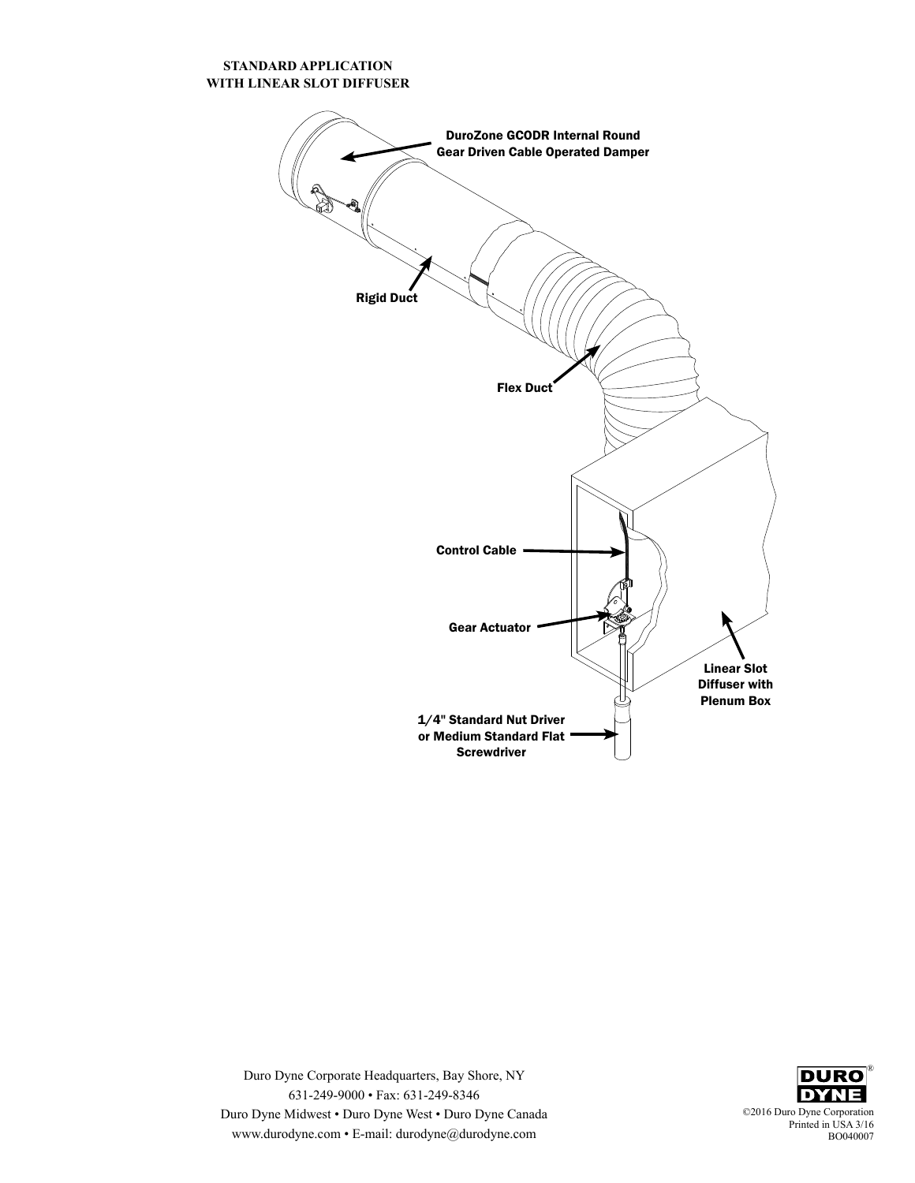## STANDARD APPLICATION WITH LINEAR SLOT DIFFUSER

DuroZone GCODR Internal Round Gear Driven Cable Operated Damper

Rigid Duct

Flex Duct

Control Cable

Gear Actuator

Linear Slot Diffuser with Plenum Box

1/4" Standard Nut Driver or Medium Standard Flat Screwdriver

Duro Dyne Corporate Headquarters, Bay Shore, NY
631-249-9000 • Fax: 631-249-8346
Duro Dyne Midwest • Duro Dyne West • Duro Dyne Canada
www.durodyne.com • E-mail: durodyne@durodyne.com

DURO DYNE®

©2016 Duro Dyne Corporation
Printed in USA 3/16
BO040007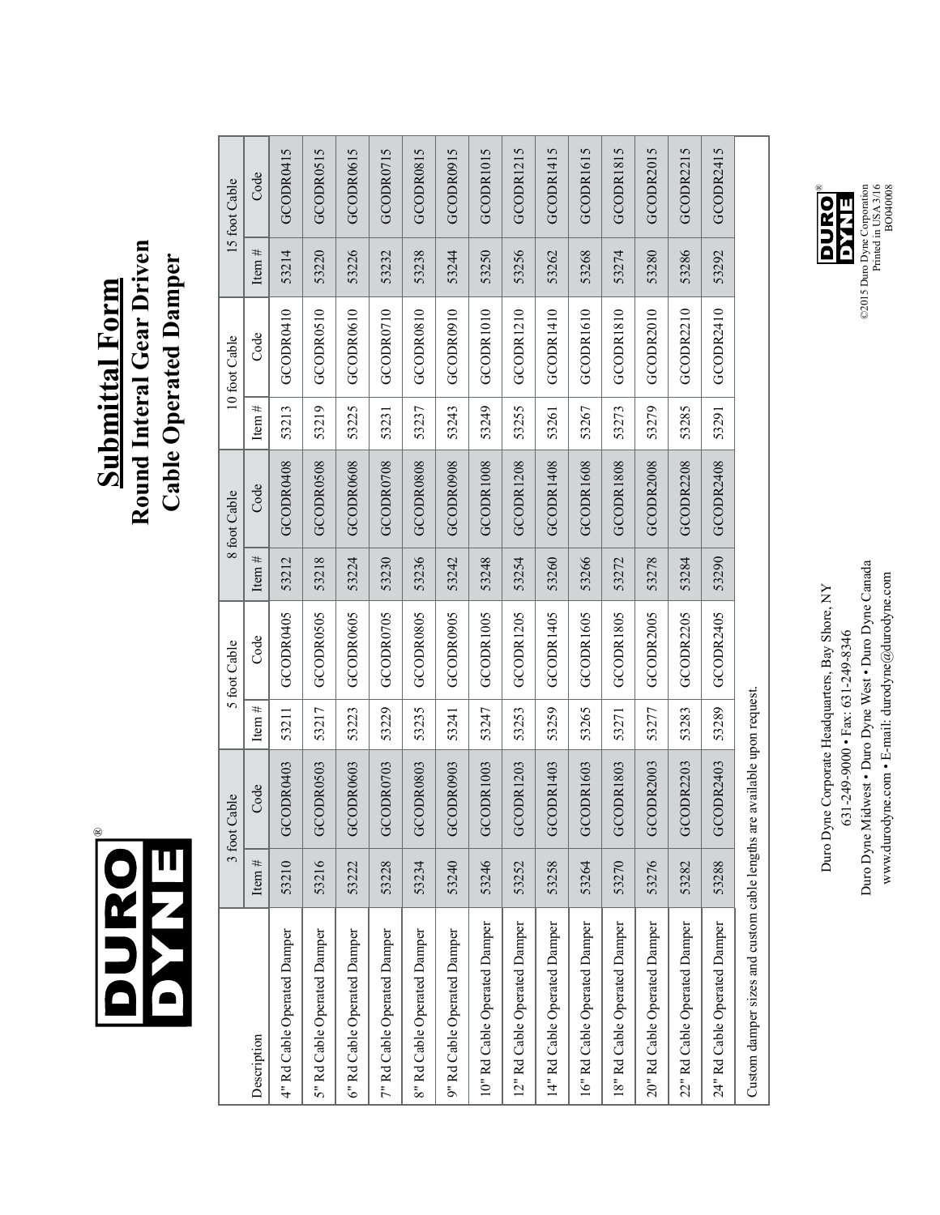# Submittal Form

## Round Interal Gear Driven Cable Operated Damper

| Description | 3 foot Cable | | 5 foot Cable | | 8 foot Cable | | 10 foot Cable | | 15 foot Cable | |
|---|---|---|---|---|---|---|---|---|---|---|
| | Item # | Code | Item # | Code | Item # | Code | Item # | Code | Item # | Code |
| 4" Rd Cable Operated Damper | 53210 | GCODR0403 | 53211 | GCODR0405 | 53212 | GCODR0408 | 53213 | GCODR0410 | 53214 | GCODR0415 |
| 5" Rd Cable Operated Damper | 53216 | GCODR0503 | 53217 | GCODR0505 | 53218 | GCODR0508 | 53219 | GCODR0510 | 53220 | GCODR0515 |
| 6" Rd Cable Operated Damper | 53222 | GCODR0603 | 53223 | GCODR0605 | 53224 | GCODR0608 | 53225 | GCODR0610 | 53226 | GCODR0615 |
| 7" Rd Cable Operated Damper | 53228 | GCODR0703 | 53229 | GCODR0705 | 53230 | GCODR0708 | 53231 | GCODR0710 | 53232 | GCODR0715 |
| 8" Rd Cable Operated Damper | 53234 | GCODR0803 | 53235 | GCODR0805 | 53236 | GCODR0808 | 53237 | GCODR0810 | 53238 | GCODR0815 |
| 9" Rd Cable Operated Damper | 53240 | GCODR0903 | 53241 | GCODR0905 | 53242 | GCODR0908 | 53243 | GCODR0910 | 53244 | GCODR0915 |
| 10" Rd Cable Operated Damper | 53246 | GCODR1003 | 53247 | GCODR1005 | 53248 | GCODR1008 | 53249 | GCODR1010 | 53250 | GCODR1015 |
| 12" Rd Cable Operated Damper | 53252 | GCODR1203 | 53253 | GCODR1205 | 53254 | GCODR1208 | 53255 | GCODR1210 | 53256 | GCODR1215 |
| 14" Rd Cable Operated Damper | 53258 | GCODR1403 | 53259 | GCODR1405 | 53260 | GCODR1408 | 53261 | GCODR1410 | 53262 | GCODR1415 |
| 16" Rd Cable Operated Damper | 53264 | GCODR1603 | 53265 | GCODR1605 | 53266 | GCODR1608 | 53267 | GCODR1610 | 53268 | GCODR1615 |
| 18" Rd Cable Operated Damper | 53270 | GCODR1803 | 53271 | GCODR1805 | 53272 | GCODR1808 | 53273 | GCODR1810 | 53274 | GCODR1815 |
| 20" Rd Cable Operated Damper | 53276 | GCODR2003 | 53277 | GCODR2005 | 53278 | GCODR2008 | 53279 | GCODR2010 | 53280 | GCODR2015 |
| 22" Rd Cable Operated Damper | 53282 | GCODR2203 | 53283 | GCODR2205 | 53284 | GCODR2208 | 53285 | GCODR2210 | 53286 | GCODR2215 |
| 24" Rd Cable Operated Damper | 53288 | GCODR2403 | 53289 | GCODR2405 | 53290 | GCODR2408 | 53291 | GCODR2410 | 53292 | GCODR2415 |

Custom damper sizes and custom cable lengths are available upon request.

Duro Dyne Corporate Headquarters, Bay Shore, NY
631-249-9000 • Fax: 631-249-8346
Duro Dyne Midwest • Duro Dyne West • Duro Dyne Canada
www.durodyne.com • E-mail: durodyne@durodyne.com

©2015 Duro Dyne Corporation
Printed in USA 3/16
BO040008